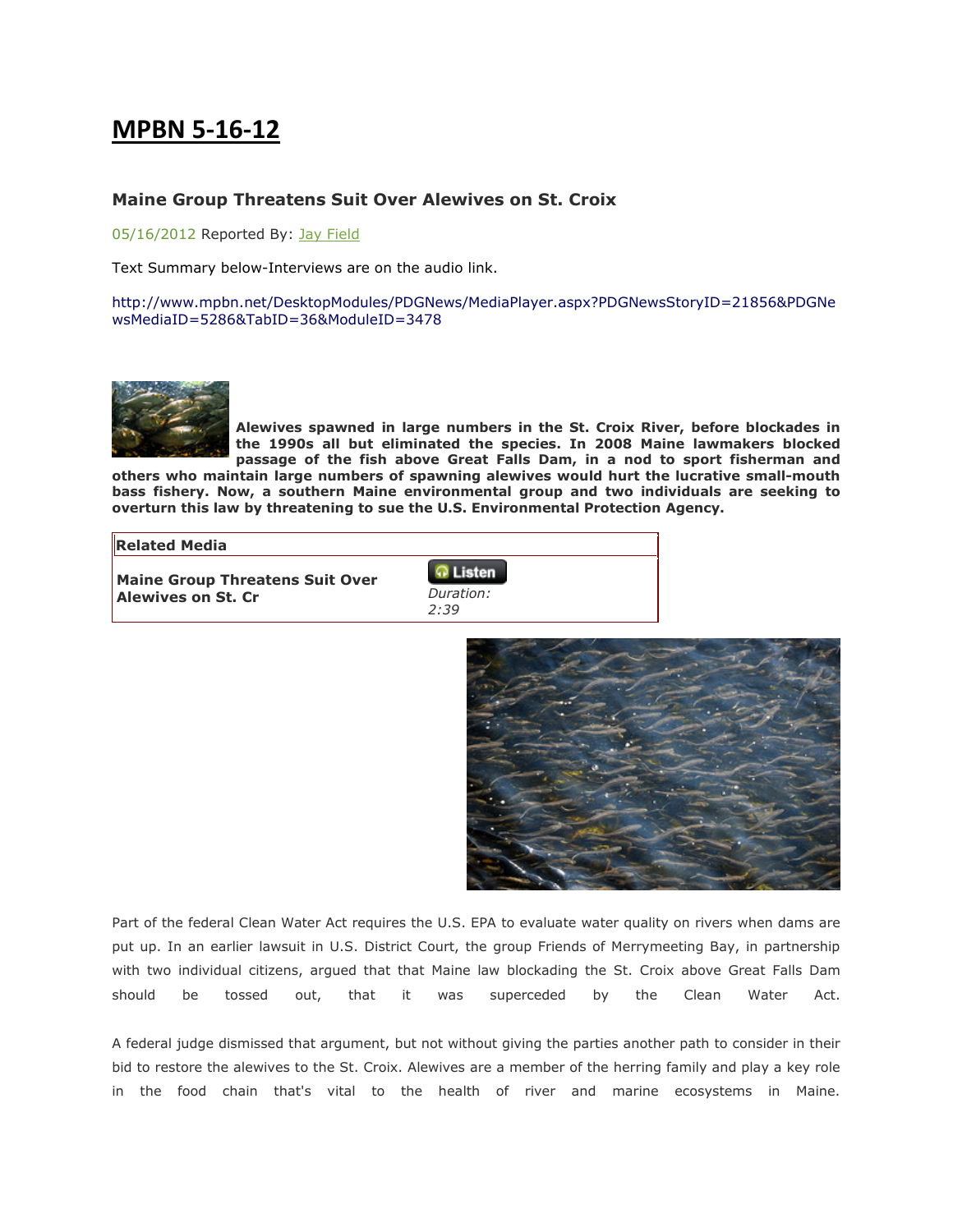# MPBN 5-16-12

### Maine Group Threatens Suit Over Alewives on St. Croix

05/16/2012 Reported By: Jay Field

Text Summary below-Interviews are on the audio link.

http://www.mpbn.net/DesktopModules/PDGNews/MediaPlayer.aspx?PDGNewsStoryID=21856&PDGNewsMediaID=5286&TabID=36&ModuleID=3478

**Alewives spawned in large numbers in the St. Croix River, before blockades in the 1990s all but eliminated the species. In 2008 Maine lawmakers blocked passage of the fish above Great Falls Dam, in a nod to sport fisherman and others who maintain large numbers of spawning alewives would hurt the lucrative small-mouth bass fishery. Now, a southern Maine environmental group and two individuals are seeking to overturn this law by threatening to sue the U.S. Environmental Protection Agency.**

| Related Media | |
|---|---|
| **Maine Group Threatens Suit Over Alewives on St. Cr** | Listen *Duration: 2:39* |

Part of the federal Clean Water Act requires the U.S. EPA to evaluate water quality on rivers when dams are put up. In an earlier lawsuit in U.S. District Court, the group Friends of Merrymeeting Bay, in partnership with two individual citizens, argued that that Maine law blockading the St. Croix above Great Falls Dam should be tossed out, that it was superceded by the Clean Water Act.

A federal judge dismissed that argument, but not without giving the parties another path to consider in their bid to restore the alewives to the St. Croix. Alewives are a member of the herring family and play a key role in the food chain that's vital to the health of river and marine ecosystems in Maine.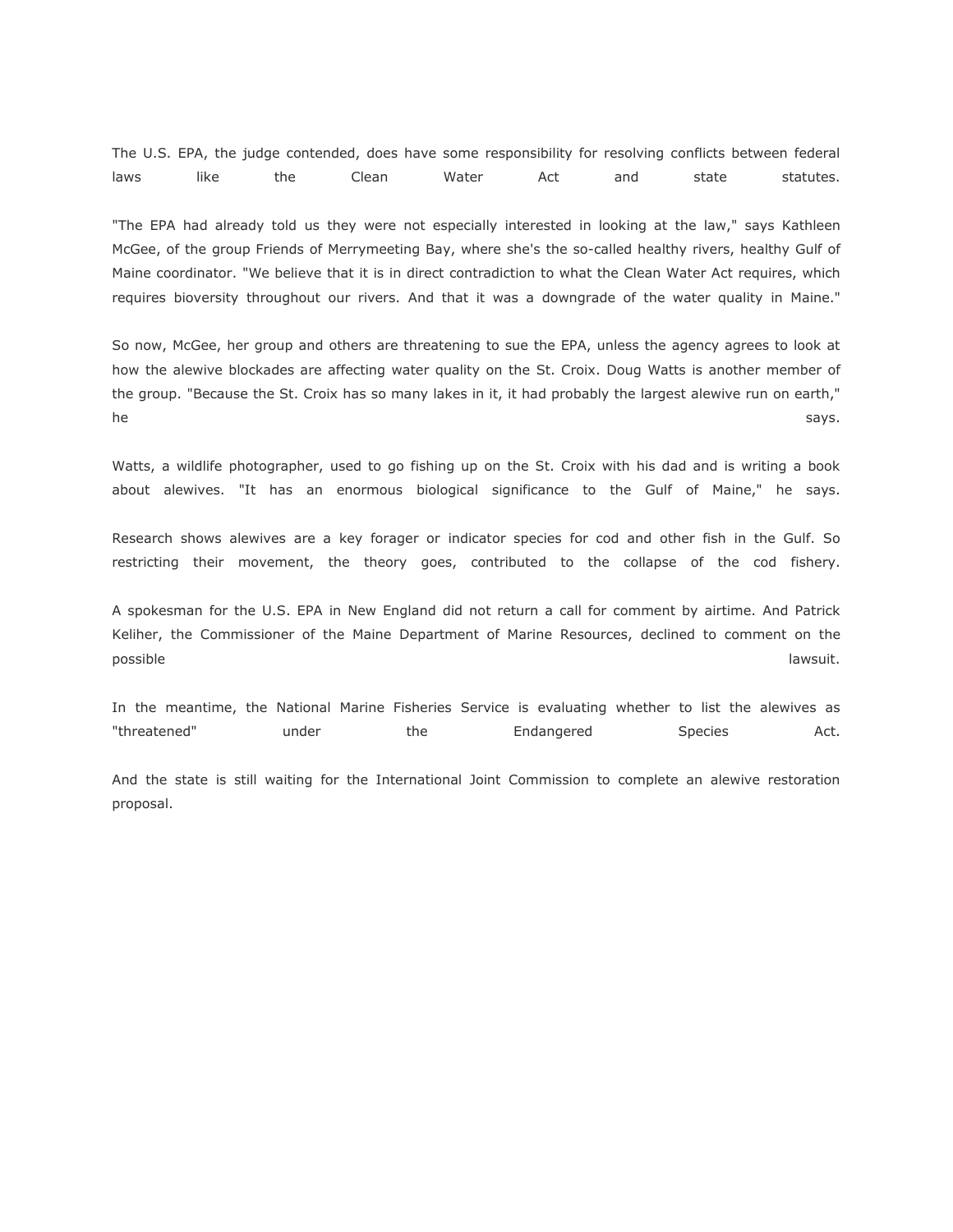The U.S. EPA, the judge contended, does have some responsibility for resolving conflicts between federal laws like the Clean Water Act and state statutes.

"The EPA had already told us they were not especially interested in looking at the law," says Kathleen McGee, of the group Friends of Merrymeeting Bay, where she's the so-called healthy rivers, healthy Gulf of Maine coordinator. "We believe that it is in direct contradiction to what the Clean Water Act requires, which requires bioversity throughout our rivers. And that it was a downgrade of the water quality in Maine."

So now, McGee, her group and others are threatening to sue the EPA, unless the agency agrees to look at how the alewive blockades are affecting water quality on the St. Croix. Doug Watts is another member of the group. "Because the St. Croix has so many lakes in it, it had probably the largest alewive run on earth," he says.

Watts, a wildlife photographer, used to go fishing up on the St. Croix with his dad and is writing a book about alewives. "It has an enormous biological significance to the Gulf of Maine," he says.

Research shows alewives are a key forager or indicator species for cod and other fish in the Gulf. So restricting their movement, the theory goes, contributed to the collapse of the cod fishery.

A spokesman for the U.S. EPA in New England did not return a call for comment by airtime. And Patrick Keliher, the Commissioner of the Maine Department of Marine Resources, declined to comment on the possible lawsuit.

In the meantime, the National Marine Fisheries Service is evaluating whether to list the alewives as "threatened" under the Endangered Species Act.

And the state is still waiting for the International Joint Commission to complete an alewive restoration proposal.